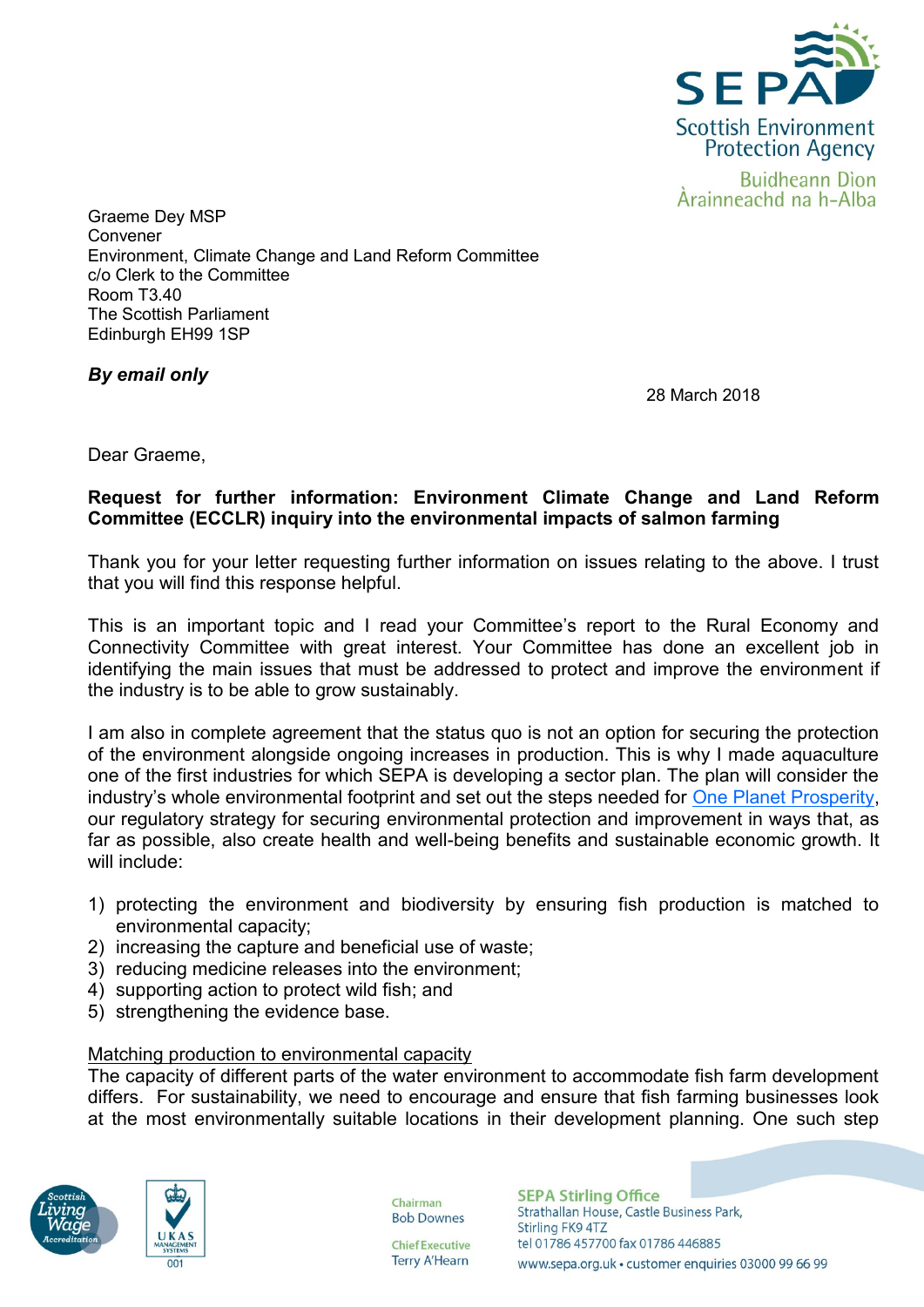SEPA
Scottish Environment Protection Agency
Buidheann Dìon Àrainneachd na h-Alba

Graeme Dey MSP
Convener
Environment, Climate Change and Land Reform Committee
c/o Clerk to the Committee
Room T3.40
The Scottish Parliament
Edinburgh EH99 1SP

***By email only***

28 March 2018

Dear Graeme,

**Request for further information: Environment Climate Change and Land Reform Committee (ECCLR) inquiry into the environmental impacts of salmon farming**

Thank you for your letter requesting further information on issues relating to the above. I trust that you will find this response helpful.

This is an important topic and I read your Committee's report to the Rural Economy and Connectivity Committee with great interest. Your Committee has done an excellent job in identifying the main issues that must be addressed to protect and improve the environment if the industry is to be able to grow sustainably.

I am also in complete agreement that the status quo is not an option for securing the protection of the environment alongside ongoing increases in production. This is why I made aquaculture one of the first industries for which SEPA is developing a sector plan. The plan will consider the industry's whole environmental footprint and set out the steps needed for One Planet Prosperity, our regulatory strategy for securing environmental protection and improvement in ways that, as far as possible, also create health and well-being benefits and sustainable economic growth. It will include:

1) protecting the environment and biodiversity by ensuring fish production is matched to environmental capacity;
2) increasing the capture and beneficial use of waste;
3) reducing medicine releases into the environment;
4) supporting action to protect wild fish; and
5) strengthening the evidence base.

<u>Matching production to environmental capacity</u>

The capacity of different parts of the water environment to accommodate fish farm development differs. For sustainability, we need to encourage and ensure that fish farming businesses look at the most environmentally suitable locations in their development planning. One such step

Chairman
Bob Downes

Chief Executive
Terry A'Hearn

SEPA Stirling Office
Strathallan House, Castle Business Park,
Stirling FK9 4TZ
tel 01786 457700 fax 01786 446885
www.sepa.org.uk • customer enquiries 03000 99 66 99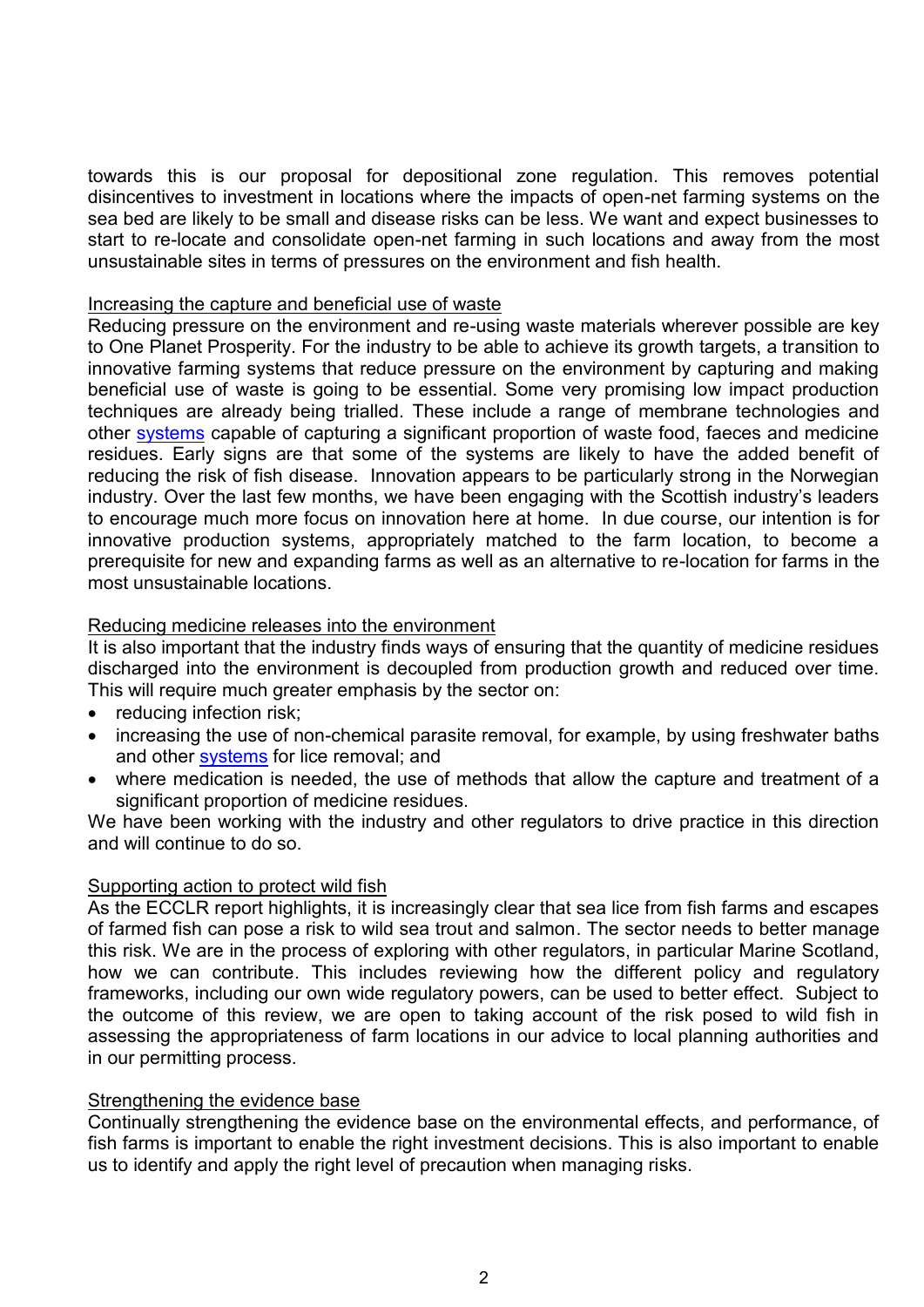towards this is our proposal for depositional zone regulation. This removes potential disincentives to investment in locations where the impacts of open-net farming systems on the sea bed are likely to be small and disease risks can be less. We want and expect businesses to start to re-locate and consolidate open-net farming in such locations and away from the most unsustainable sites in terms of pressures on the environment and fish health.

Increasing the capture and beneficial use of waste

Reducing pressure on the environment and re-using waste materials wherever possible are key to One Planet Prosperity. For the industry to be able to achieve its growth targets, a transition to innovative farming systems that reduce pressure on the environment by capturing and making beneficial use of waste is going to be essential. Some very promising low impact production techniques are already being trialled. These include a range of membrane technologies and other systems capable of capturing a significant proportion of waste food, faeces and medicine residues. Early signs are that some of the systems are likely to have the added benefit of reducing the risk of fish disease. Innovation appears to be particularly strong in the Norwegian industry. Over the last few months, we have been engaging with the Scottish industry's leaders to encourage much more focus on innovation here at home. In due course, our intention is for innovative production systems, appropriately matched to the farm location, to become a prerequisite for new and expanding farms as well as an alternative to re-location for farms in the most unsustainable locations.

Reducing medicine releases into the environment

It is also important that the industry finds ways of ensuring that the quantity of medicine residues discharged into the environment is decoupled from production growth and reduced over time. This will require much greater emphasis by the sector on:

- reducing infection risk;
- increasing the use of non-chemical parasite removal, for example, by using freshwater baths and other systems for lice removal; and
- where medication is needed, the use of methods that allow the capture and treatment of a significant proportion of medicine residues.

We have been working with the industry and other regulators to drive practice in this direction and will continue to do so.

Supporting action to protect wild fish

As the ECCLR report highlights, it is increasingly clear that sea lice from fish farms and escapes of farmed fish can pose a risk to wild sea trout and salmon. The sector needs to better manage this risk. We are in the process of exploring with other regulators, in particular Marine Scotland, how we can contribute. This includes reviewing how the different policy and regulatory frameworks, including our own wide regulatory powers, can be used to better effect. Subject to the outcome of this review, we are open to taking account of the risk posed to wild fish in assessing the appropriateness of farm locations in our advice to local planning authorities and in our permitting process.

Strengthening the evidence base

Continually strengthening the evidence base on the environmental effects, and performance, of fish farms is important to enable the right investment decisions. This is also important to enable us to identify and apply the right level of precaution when managing risks.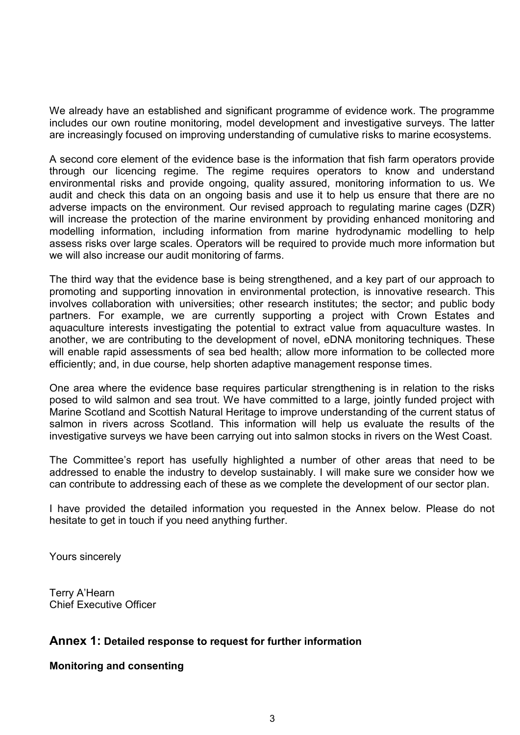We already have an established and significant programme of evidence work. The programme includes our own routine monitoring, model development and investigative surveys. The latter are increasingly focused on improving understanding of cumulative risks to marine ecosystems.

A second core element of the evidence base is the information that fish farm operators provide through our licencing regime. The regime requires operators to know and understand environmental risks and provide ongoing, quality assured, monitoring information to us. We audit and check this data on an ongoing basis and use it to help us ensure that there are no adverse impacts on the environment. Our revised approach to regulating marine cages (DZR) will increase the protection of the marine environment by providing enhanced monitoring and modelling information, including information from marine hydrodynamic modelling to help assess risks over large scales. Operators will be required to provide much more information but we will also increase our audit monitoring of farms.

The third way that the evidence base is being strengthened, and a key part of our approach to promoting and supporting innovation in environmental protection, is innovative research. This involves collaboration with universities; other research institutes; the sector; and public body partners. For example, we are currently supporting a project with Crown Estates and aquaculture interests investigating the potential to extract value from aquaculture wastes. In another, we are contributing to the development of novel, eDNA monitoring techniques. These will enable rapid assessments of sea bed health; allow more information to be collected more efficiently; and, in due course, help shorten adaptive management response times.

One area where the evidence base requires particular strengthening is in relation to the risks posed to wild salmon and sea trout. We have committed to a large, jointly funded project with Marine Scotland and Scottish Natural Heritage to improve understanding of the current status of salmon in rivers across Scotland. This information will help us evaluate the results of the investigative surveys we have been carrying out into salmon stocks in rivers on the West Coast.

The Committee's report has usefully highlighted a number of other areas that need to be addressed to enable the industry to develop sustainably. I will make sure we consider how we can contribute to addressing each of these as we complete the development of our sector plan.

I have provided the detailed information you requested in the Annex below. Please do not hesitate to get in touch if you need anything further.

Yours sincerely

Terry A'Hearn
Chief Executive Officer

## Annex 1: Detailed response to request for further information

**Monitoring and consenting**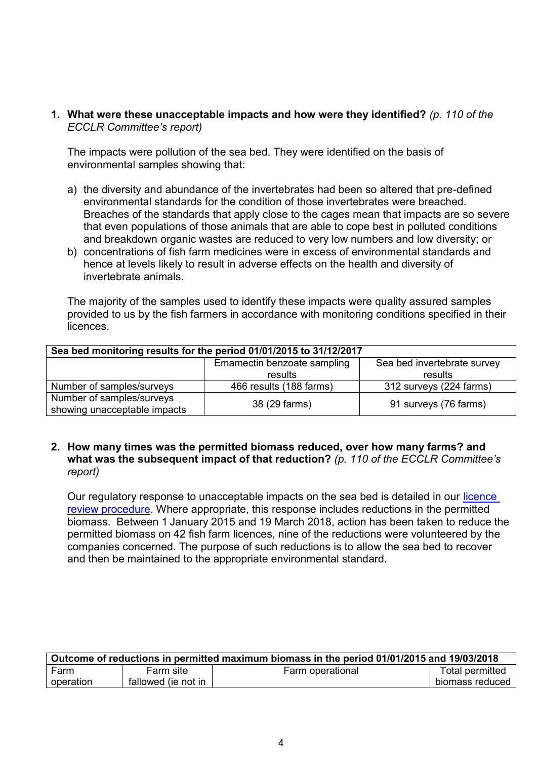1. **What were these unacceptable impacts and how were they identified?** *(p. 110 of the ECCLR Committee's report)*

   The impacts were pollution of the sea bed. They were identified on the basis of environmental samples showing that:

   a) the diversity and abundance of the invertebrates had been so altered that pre-defined environmental standards for the condition of those invertebrates were breached. Breaches of the standards that apply close to the cages mean that impacts are so severe that even populations of those animals that are able to cope best in polluted conditions and breakdown organic wastes are reduced to very low numbers and low diversity; or
   b) concentrations of fish farm medicines were in excess of environmental standards and hence at levels likely to result in adverse effects on the health and diversity of invertebrate animals.

   The majority of the samples used to identify these impacts were quality assured samples provided to us by the fish farmers in accordance with monitoring conditions specified in their licences.

| **Sea bed monitoring results for the period 01/01/2015 to 31/12/2017** | | |
|---|---|---|
| | Emamectin benzoate sampling results | Sea bed invertebrate survey results |
| Number of samples/surveys | 466 results (188 farms) | 312 surveys (224 farms) |
| Number of samples/surveys showing unacceptable impacts | 38 (29 farms) | 91 surveys (76 farms) |

2. **How many times was the permitted biomass reduced, over how many farms? and what was the subsequent impact of that reduction?** *(p. 110 of the ECCLR Committee's report)*

   Our regulatory response to unacceptable impacts on the sea bed is detailed in our [licence review procedure](). Where appropriate, this response includes reductions in the permitted biomass. Between 1 January 2015 and 19 March 2018, action has been taken to reduce the permitted biomass on 42 fish farm licences, nine of the reductions were volunteered by the companies concerned. The purpose of such reductions is to allow the sea bed to recover and then be maintained to the appropriate environmental standard.

| **Outcome of reductions in permitted maximum biomass in the period 01/01/2015 and 19/03/2018** | | | |
|---|---|---|---|
| Farm operation | Farm site fallowed (ie not in | Farm operational | Total permitted biomass reduced |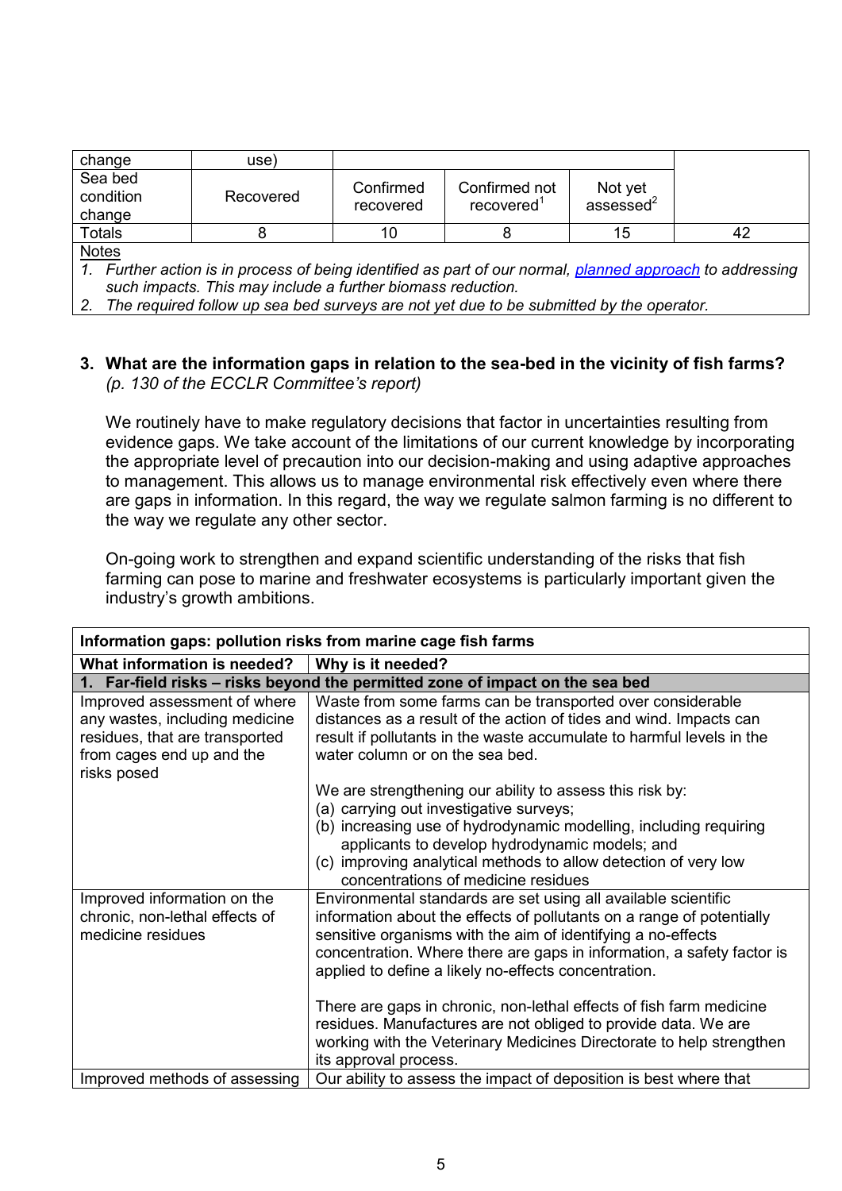| change | use) | | | | |
|---|---|---|---|---|---|
| Sea bed condition change | Recovered | Confirmed recovered | Confirmed not recovered[1] | Not yet assessed[2] | |
| Totals | 8 | 10 | 8 | 15 | 42 |

Notes

*1. Further action is in process of being identified as part of our normal, planned approach to addressing such impacts. This may include a further biomass reduction.*

*2. The required follow up sea bed surveys are not yet due to be submitted by the operator.*

### 3. What are the information gaps in relation to the sea-bed in the vicinity of fish farms?

*(p. 130 of the ECCLR Committee's report)*

We routinely have to make regulatory decisions that factor in uncertainties resulting from evidence gaps. We take account of the limitations of our current knowledge by incorporating the appropriate level of precaution into our decision-making and using adaptive approaches to management. This allows us to manage environmental risk effectively even where there are gaps in information. In this regard, the way we regulate salmon farming is no different to the way we regulate any other sector.

On-going work to strengthen and expand scientific understanding of the risks that fish farming can pose to marine and freshwater ecosystems is particularly important given the industry's growth ambitions.

| **Information gaps: pollution risks from marine cage fish farms** | |
|---|---|
| **What information is needed?** | **Why is it needed?** |
| **1. Far-field risks – risks beyond the permitted zone of impact on the sea bed** | |
| Improved assessment of where any wastes, including medicine residues, that are transported from cages end up and the risks posed | Waste from some farms can be transported over considerable distances as a result of the action of tides and wind. Impacts can result if pollutants in the waste accumulate to harmful levels in the water column or on the sea bed.<br><br>We are strengthening our ability to assess this risk by:<br>(a) carrying out investigative surveys;<br>(b) increasing use of hydrodynamic modelling, including requiring applicants to develop hydrodynamic models; and<br>(c) improving analytical methods to allow detection of very low concentrations of medicine residues |
| Improved information on the chronic, non-lethal effects of medicine residues | Environmental standards are set using all available scientific information about the effects of pollutants on a range of potentially sensitive organisms with the aim of identifying a no-effects concentration. Where there are gaps in information, a safety factor is applied to define a likely no-effects concentration.<br><br>There are gaps in chronic, non-lethal effects of fish farm medicine residues. Manufactures are not obliged to provide data. We are working with the Veterinary Medicines Directorate to help strengthen its approval process. |
| Improved methods of assessing | Our ability to assess the impact of deposition is best where that |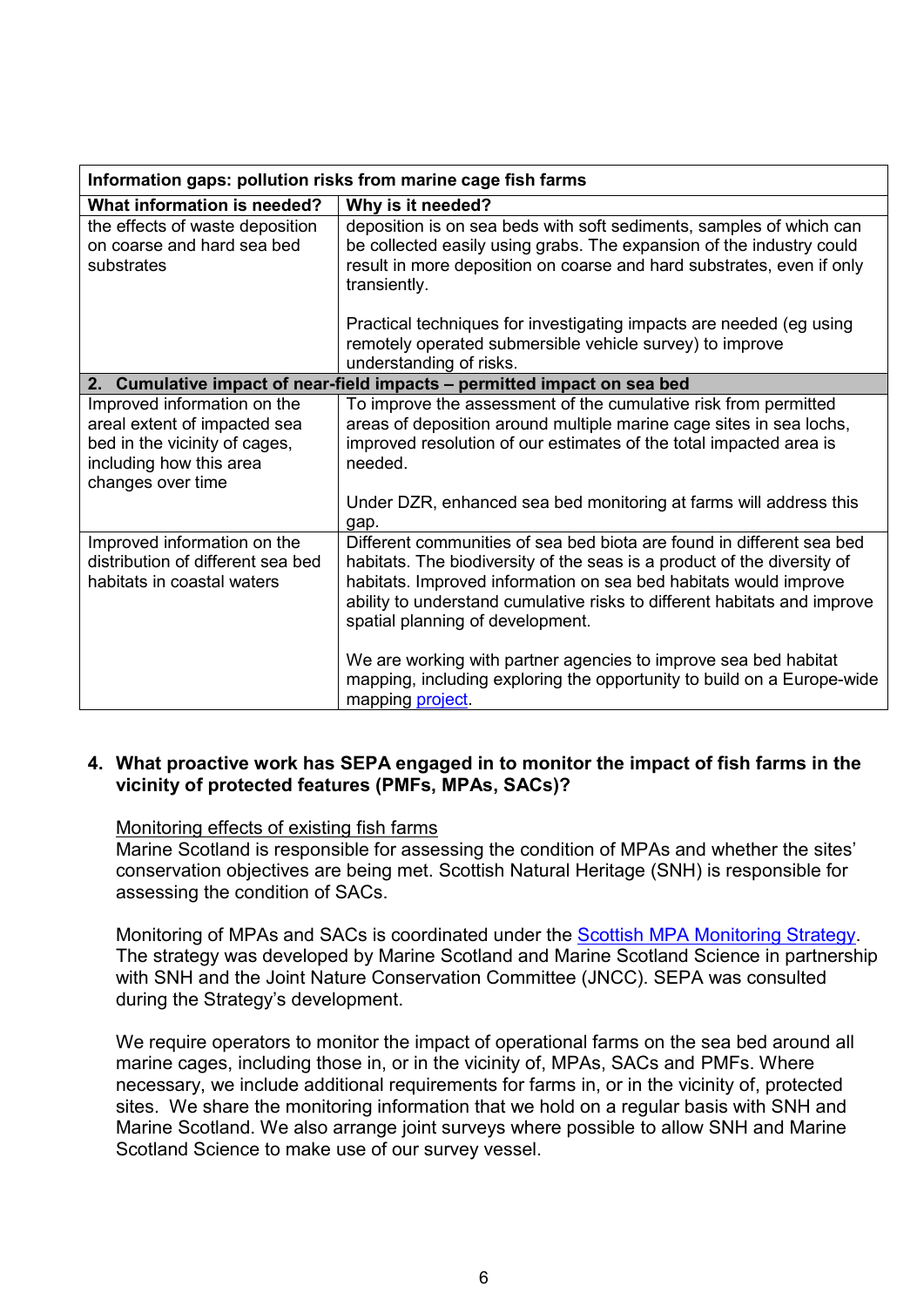| Information gaps: pollution risks from marine cage fish farms | |
|---|---|
| **What information is needed?** | **Why is it needed?** |
| the effects of waste deposition on coarse and hard sea bed substrates | deposition is on sea beds with soft sediments, samples of which can be collected easily using grabs. The expansion of the industry could result in more deposition on coarse and hard substrates, even if only transiently.<br><br>Practical techniques for investigating impacts are needed (eg using remotely operated submersible vehicle survey) to improve understanding of risks. |
| **2. Cumulative impact of near-field impacts – permitted impact on sea bed** | |
| Improved information on the areal extent of impacted sea bed in the vicinity of cages, including how this area changes over time | To improve the assessment of the cumulative risk from permitted areas of deposition around multiple marine cage sites in sea lochs, improved resolution of our estimates of the total impacted area is needed.<br><br>Under DZR, enhanced sea bed monitoring at farms will address this gap. |
| Improved information on the distribution of different sea bed habitats in coastal waters | Different communities of sea bed biota are found in different sea bed habitats. The biodiversity of the seas is a product of the diversity of habitats. Improved information on sea bed habitats would improve ability to understand cumulative risks to different habitats and improve spatial planning of development.<br><br>We are working with partner agencies to improve sea bed habitat mapping, including exploring the opportunity to build on a Europe-wide mapping project. |

**4. What proactive work has SEPA engaged in to monitor the impact of fish farms in the vicinity of protected features (PMFs, MPAs, SACs)?**

Monitoring effects of existing fish farms

Marine Scotland is responsible for assessing the condition of MPAs and whether the sites' conservation objectives are being met. Scottish Natural Heritage (SNH) is responsible for assessing the condition of SACs.

Monitoring of MPAs and SACs is coordinated under the Scottish MPA Monitoring Strategy. The strategy was developed by Marine Scotland and Marine Scotland Science in partnership with SNH and the Joint Nature Conservation Committee (JNCC). SEPA was consulted during the Strategy's development.

We require operators to monitor the impact of operational farms on the sea bed around all marine cages, including those in, or in the vicinity of, MPAs, SACs and PMFs. Where necessary, we include additional requirements for farms in, or in the vicinity of, protected sites. We share the monitoring information that we hold on a regular basis with SNH and Marine Scotland. We also arrange joint surveys where possible to allow SNH and Marine Scotland Science to make use of our survey vessel.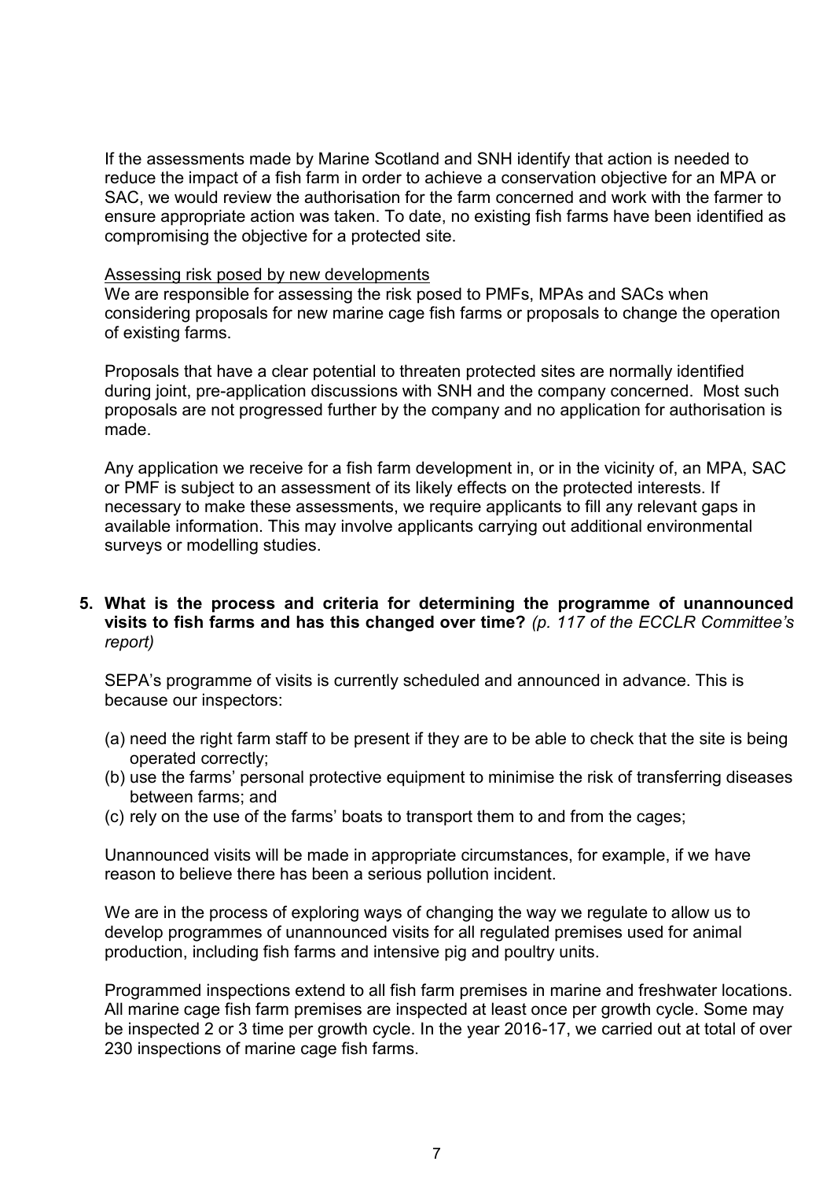If the assessments made by Marine Scotland and SNH identify that action is needed to reduce the impact of a fish farm in order to achieve a conservation objective for an MPA or SAC, we would review the authorisation for the farm concerned and work with the farmer to ensure appropriate action was taken. To date, no existing fish farms have been identified as compromising the objective for a protected site.

<u>Assessing risk posed by new developments</u>
We are responsible for assessing the risk posed to PMFs, MPAs and SACs when considering proposals for new marine cage fish farms or proposals to change the operation of existing farms.

Proposals that have a clear potential to threaten protected sites are normally identified during joint, pre-application discussions with SNH and the company concerned. Most such proposals are not progressed further by the company and no application for authorisation is made.

Any application we receive for a fish farm development in, or in the vicinity of, an MPA, SAC or PMF is subject to an assessment of its likely effects on the protected interests. If necessary to make these assessments, we require applicants to fill any relevant gaps in available information. This may involve applicants carrying out additional environmental surveys or modelling studies.

**5. What is the process and criteria for determining the programme of unannounced visits to fish farms and has this changed over time?** *(p. 117 of the ECCLR Committee's report)*

SEPA's programme of visits is currently scheduled and announced in advance. This is because our inspectors:

(a) need the right farm staff to be present if they are to be able to check that the site is being operated correctly;
(b) use the farms' personal protective equipment to minimise the risk of transferring diseases between farms; and
(c) rely on the use of the farms' boats to transport them to and from the cages;

Unannounced visits will be made in appropriate circumstances, for example, if we have reason to believe there has been a serious pollution incident.

We are in the process of exploring ways of changing the way we regulate to allow us to develop programmes of unannounced visits for all regulated premises used for animal production, including fish farms and intensive pig and poultry units.

Programmed inspections extend to all fish farm premises in marine and freshwater locations. All marine cage fish farm premises are inspected at least once per growth cycle. Some may be inspected 2 or 3 time per growth cycle. In the year 2016-17, we carried out at total of over 230 inspections of marine cage fish farms.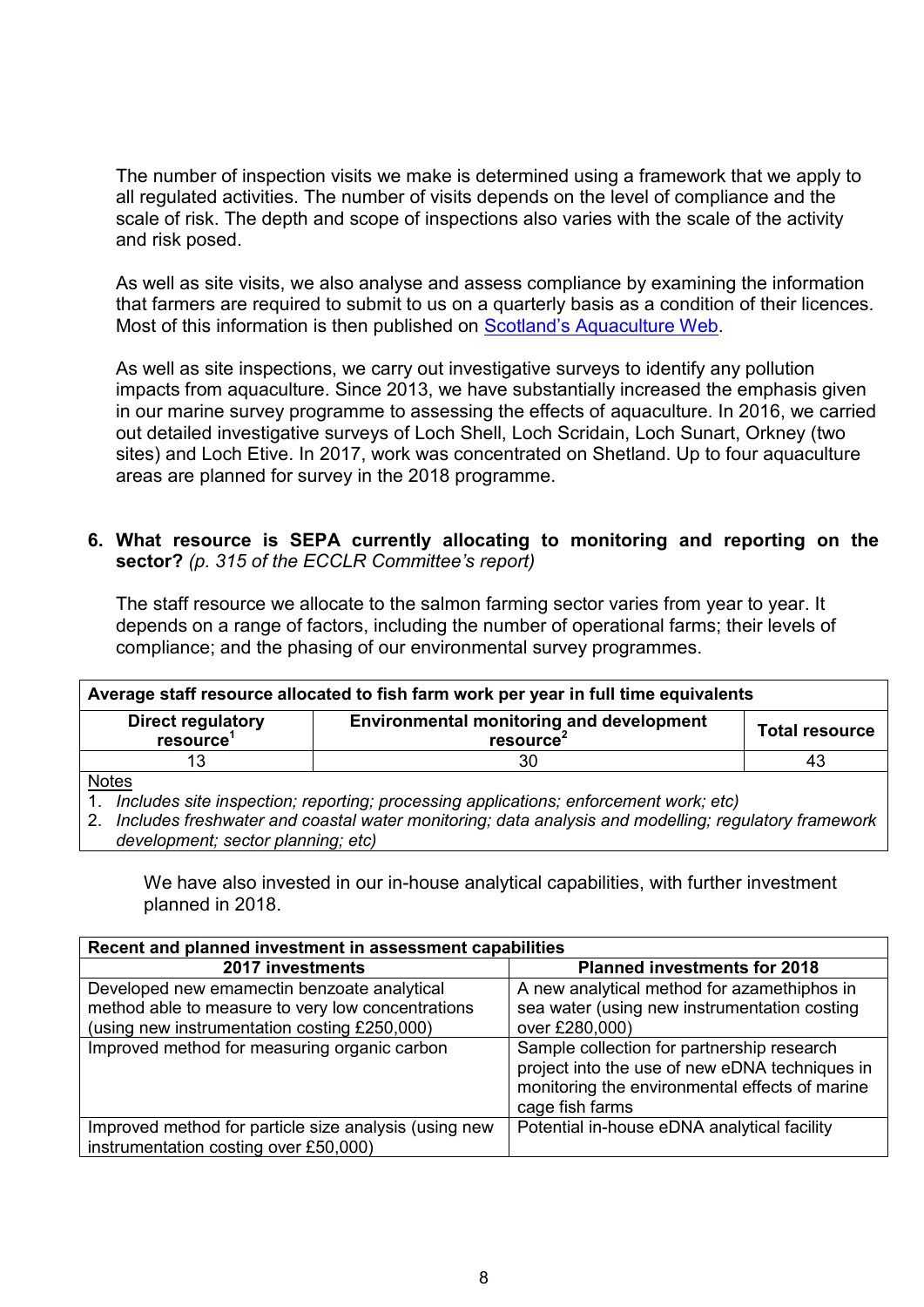The number of inspection visits we make is determined using a framework that we apply to all regulated activities. The number of visits depends on the level of compliance and the scale of risk. The depth and scope of inspections also varies with the scale of the activity and risk posed.

As well as site visits, we also analyse and assess compliance by examining the information that farmers are required to submit to us on a quarterly basis as a condition of their licences. Most of this information is then published on [Scotland's Aquaculture Web](#).

As well as site inspections, we carry out investigative surveys to identify any pollution impacts from aquaculture. Since 2013, we have substantially increased the emphasis given in our marine survey programme to assessing the effects of aquaculture. In 2016, we carried out detailed investigative surveys of Loch Shell, Loch Scridain, Loch Sunart, Orkney (two sites) and Loch Etive. In 2017, work was concentrated on Shetland. Up to four aquaculture areas are planned for survey in the 2018 programme.

**6. What resource is SEPA currently allocating to monitoring and reporting on the sector?** *(p. 315 of the ECCLR Committee's report)*

The staff resource we allocate to the salmon farming sector varies from year to year. It depends on a range of factors, including the number of operational farms; their levels of compliance; and the phasing of our environmental survey programmes.

| **Average staff resource allocated to fish farm work per year in full time equivalents** | | |
|---|---|---|
| **Direct regulatory resource**[1] | **Environmental monitoring and development resource**[2] | **Total resource** |
| 13 | 30 | 43 |

Notes
1. *Includes site inspection; reporting; processing applications; enforcement work; etc)*
2. *Includes freshwater and coastal water monitoring; data analysis and modelling; regulatory framework development; sector planning; etc)*

We have also invested in our in-house analytical capabilities, with further investment planned in 2018.

| **Recent and planned investment in assessment capabilities** | |
|---|---|
| **2017 investments** | **Planned investments for 2018** |
| Developed new emamectin benzoate analytical method able to measure to very low concentrations (using new instrumentation costing £250,000) | A new analytical method for azamethiphos in sea water (using new instrumentation costing over £280,000) |
| Improved method for measuring organic carbon | Sample collection for partnership research project into the use of new eDNA techniques in monitoring the environmental effects of marine cage fish farms |
| Improved method for particle size analysis (using new instrumentation costing over £50,000) | Potential in-house eDNA analytical facility |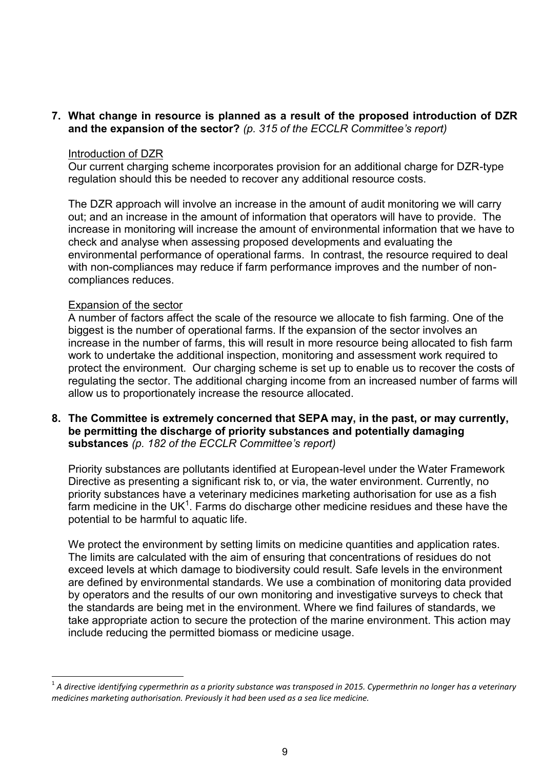7. **What change in resource is planned as a result of the proposed introduction of DZR and the expansion of the sector?** *(p. 315 of the ECCLR Committee's report)*

   Introduction of DZR

   Our current charging scheme incorporates provision for an additional charge for DZR-type regulation should this be needed to recover any additional resource costs.

   The DZR approach will involve an increase in the amount of audit monitoring we will carry out; and an increase in the amount of information that operators will have to provide. The increase in monitoring will increase the amount of environmental information that we have to check and analyse when assessing proposed developments and evaluating the environmental performance of operational farms. In contrast, the resource required to deal with non-compliances may reduce if farm performance improves and the number of non-compliances reduces.

   Expansion of the sector

   A number of factors affect the scale of the resource we allocate to fish farming. One of the biggest is the number of operational farms. If the expansion of the sector involves an increase in the number of farms, this will result in more resource being allocated to fish farm work to undertake the additional inspection, monitoring and assessment work required to protect the environment. Our charging scheme is set up to enable us to recover the costs of regulating the sector. The additional charging income from an increased number of farms will allow us to proportionately increase the resource allocated.

8. **The Committee is extremely concerned that SEPA may, in the past, or may currently, be permitting the discharge of priority substances and potentially damaging substances** *(p. 182 of the ECCLR Committee's report)*

   Priority substances are pollutants identified at European-level under the Water Framework Directive as presenting a significant risk to, or via, the water environment. Currently, no priority substances have a veterinary medicines marketing authorisation for use as a fish farm medicine in the UK[1]. Farms do discharge other medicine residues and these have the potential to be harmful to aquatic life.

   We protect the environment by setting limits on medicine quantities and application rates. The limits are calculated with the aim of ensuring that concentrations of residues do not exceed levels at which damage to biodiversity could result. Safe levels in the environment are defined by environmental standards. We use a combination of monitoring data provided by operators and the results of our own monitoring and investigative surveys to check that the standards are being met in the environment. Where we find failures of standards, we take appropriate action to secure the protection of the marine environment. This action may include reducing the permitted biomass or medicine usage.

---

[1] *A directive identifying cypermethrin as a priority substance was transposed in 2015. Cypermethrin no longer has a veterinary medicines marketing authorisation. Previously it had been used as a sea lice medicine.*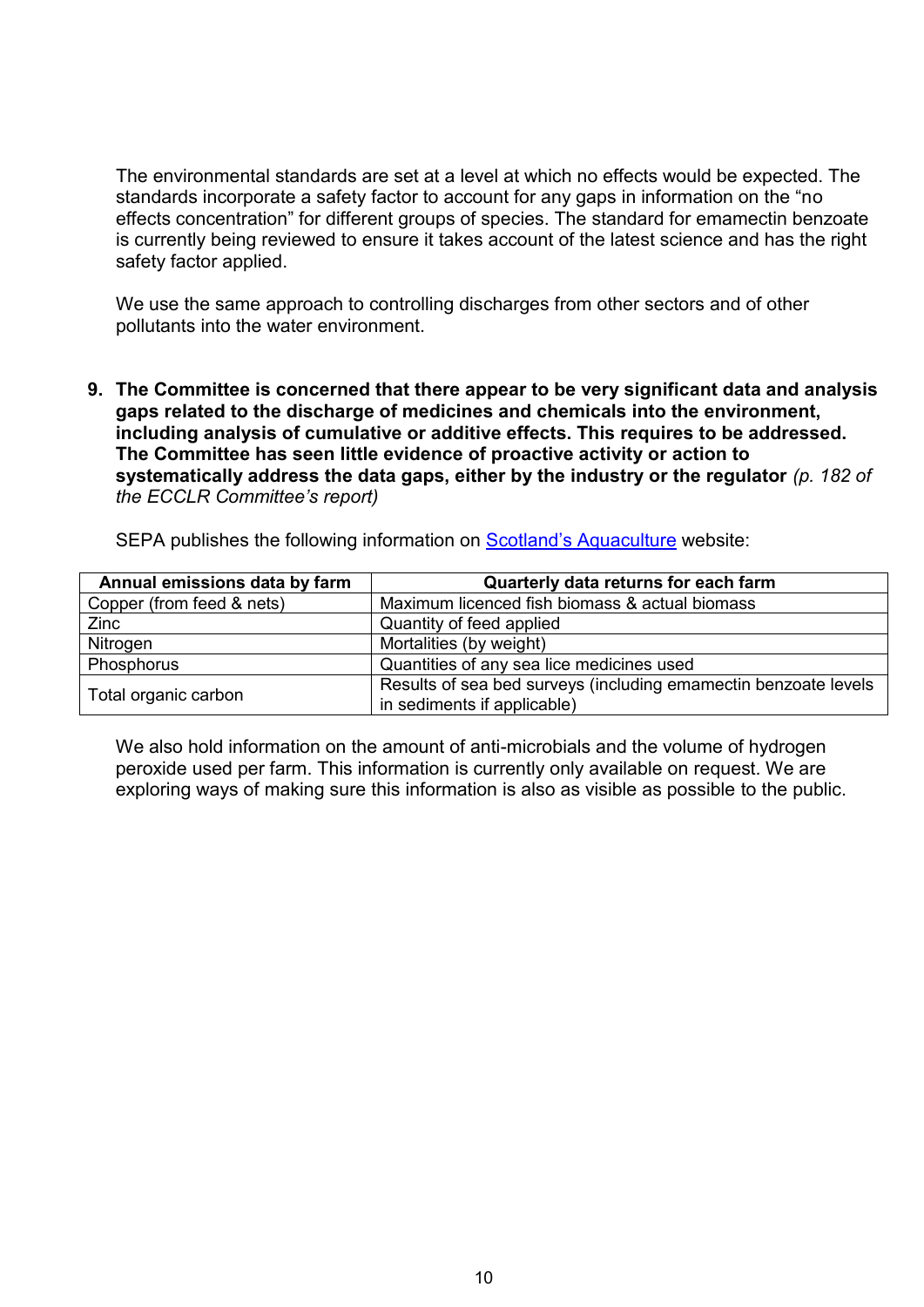The environmental standards are set at a level at which no effects would be expected. The standards incorporate a safety factor to account for any gaps in information on the "no effects concentration" for different groups of species. The standard for emamectin benzoate is currently being reviewed to ensure it takes account of the latest science and has the right safety factor applied.

We use the same approach to controlling discharges from other sectors and of other pollutants into the water environment.

9. **The Committee is concerned that there appear to be very significant data and analysis gaps related to the discharge of medicines and chemicals into the environment, including analysis of cumulative or additive effects. This requires to be addressed. The Committee has seen little evidence of proactive activity or action to systematically address the data gaps, either by the industry or the regulator** *(p. 182 of the ECCLR Committee's report)*

SEPA publishes the following information on Scotland's Aquaculture website:

| Annual emissions data by farm | Quarterly data returns for each farm |
|---|---|
| Copper (from feed & nets) | Maximum licenced fish biomass & actual biomass |
| Zinc | Quantity of feed applied |
| Nitrogen | Mortalities (by weight) |
| Phosphorus | Quantities of any sea lice medicines used |
| Total organic carbon | Results of sea bed surveys (including emamectin benzoate levels in sediments if applicable) |

We also hold information on the amount of anti-microbials and the volume of hydrogen peroxide used per farm. This information is currently only available on request. We are exploring ways of making sure this information is also as visible as possible to the public.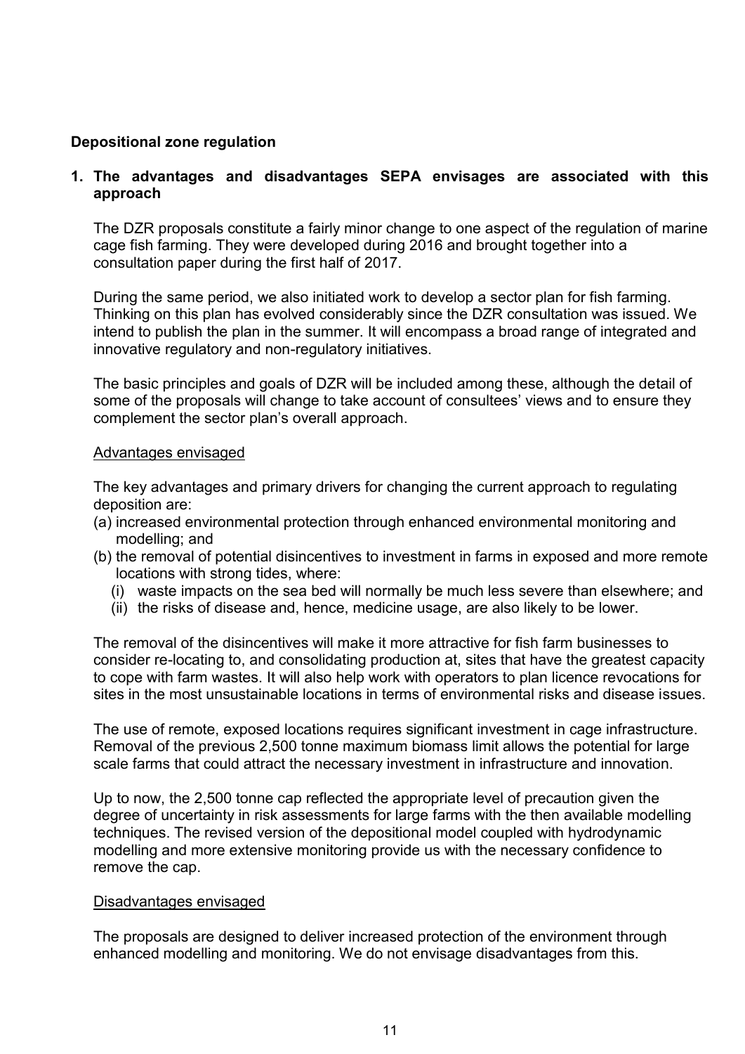## Depositional zone regulation

### 1. The advantages and disadvantages SEPA envisages are associated with this approach

The DZR proposals constitute a fairly minor change to one aspect of the regulation of marine cage fish farming. They were developed during 2016 and brought together into a consultation paper during the first half of 2017.

During the same period, we also initiated work to develop a sector plan for fish farming. Thinking on this plan has evolved considerably since the DZR consultation was issued. We intend to publish the plan in the summer. It will encompass a broad range of integrated and innovative regulatory and non-regulatory initiatives.

The basic principles and goals of DZR will be included among these, although the detail of some of the proposals will change to take account of consultees' views and to ensure they complement the sector plan's overall approach.

Advantages envisaged

The key advantages and primary drivers for changing the current approach to regulating deposition are:

(a) increased environmental protection through enhanced environmental monitoring and modelling; and

(b) the removal of potential disincentives to investment in farms in exposed and more remote locations with strong tides, where:
   - (i) waste impacts on the sea bed will normally be much less severe than elsewhere; and
   - (ii) the risks of disease and, hence, medicine usage, are also likely to be lower.

The removal of the disincentives will make it more attractive for fish farm businesses to consider re-locating to, and consolidating production at, sites that have the greatest capacity to cope with farm wastes. It will also help work with operators to plan licence revocations for sites in the most unsustainable locations in terms of environmental risks and disease issues.

The use of remote, exposed locations requires significant investment in cage infrastructure. Removal of the previous 2,500 tonne maximum biomass limit allows the potential for large scale farms that could attract the necessary investment in infrastructure and innovation.

Up to now, the 2,500 tonne cap reflected the appropriate level of precaution given the degree of uncertainty in risk assessments for large farms with the then available modelling techniques. The revised version of the depositional model coupled with hydrodynamic modelling and more extensive monitoring provide us with the necessary confidence to remove the cap.

Disadvantages envisaged

The proposals are designed to deliver increased protection of the environment through enhanced modelling and monitoring. We do not envisage disadvantages from this.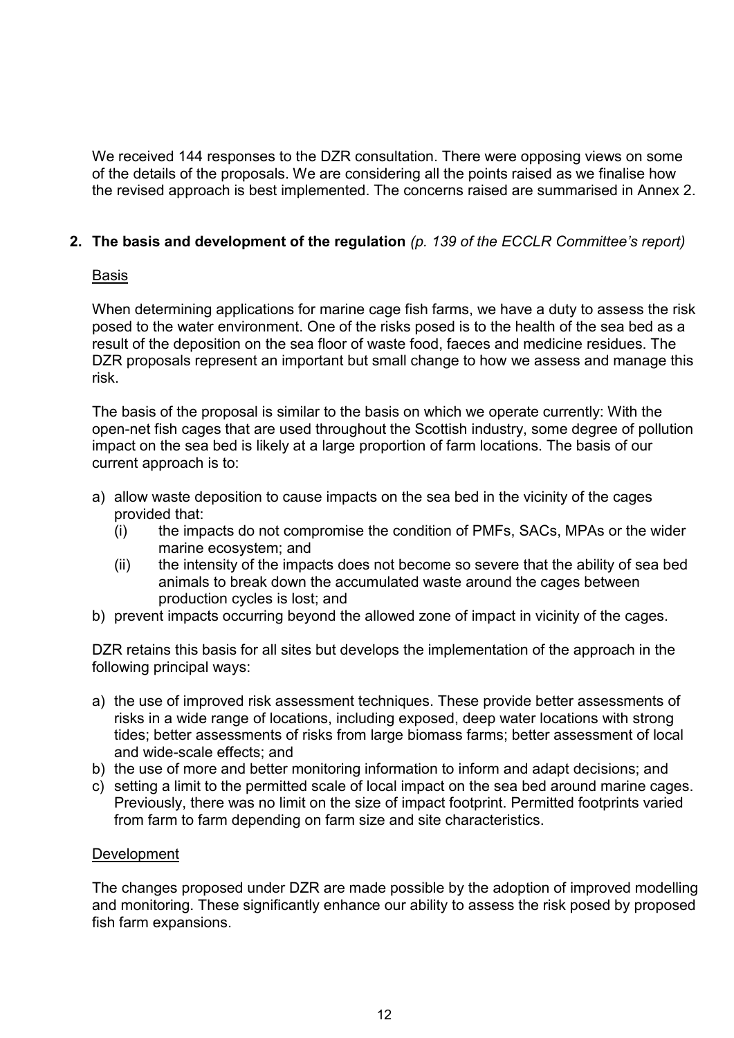We received 144 responses to the DZR consultation. There were opposing views on some of the details of the proposals. We are considering all the points raised as we finalise how the revised approach is best implemented. The concerns raised are summarised in Annex 2.

**2. The basis and development of the regulation** *(p. 139 of the ECCLR Committee's report)*

Basis

When determining applications for marine cage fish farms, we have a duty to assess the risk posed to the water environment. One of the risks posed is to the health of the sea bed as a result of the deposition on the sea floor of waste food, faeces and medicine residues. The DZR proposals represent an important but small change to how we assess and manage this risk.

The basis of the proposal is similar to the basis on which we operate currently: With the open-net fish cages that are used throughout the Scottish industry, some degree of pollution impact on the sea bed is likely at a large proportion of farm locations. The basis of our current approach is to:

a) allow waste deposition to cause impacts on the sea bed in the vicinity of the cages provided that:
   (i) the impacts do not compromise the condition of PMFs, SACs, MPAs or the wider marine ecosystem; and
   (ii) the intensity of the impacts does not become so severe that the ability of sea bed animals to break down the accumulated waste around the cages between production cycles is lost; and
b) prevent impacts occurring beyond the allowed zone of impact in vicinity of the cages.

DZR retains this basis for all sites but develops the implementation of the approach in the following principal ways:

a) the use of improved risk assessment techniques. These provide better assessments of risks in a wide range of locations, including exposed, deep water locations with strong tides; better assessments of risks from large biomass farms; better assessment of local and wide-scale effects; and
b) the use of more and better monitoring information to inform and adapt decisions; and
c) setting a limit to the permitted scale of local impact on the sea bed around marine cages. Previously, there was no limit on the size of impact footprint. Permitted footprints varied from farm to farm depending on farm size and site characteristics.

Development

The changes proposed under DZR are made possible by the adoption of improved modelling and monitoring. These significantly enhance our ability to assess the risk posed by proposed fish farm expansions.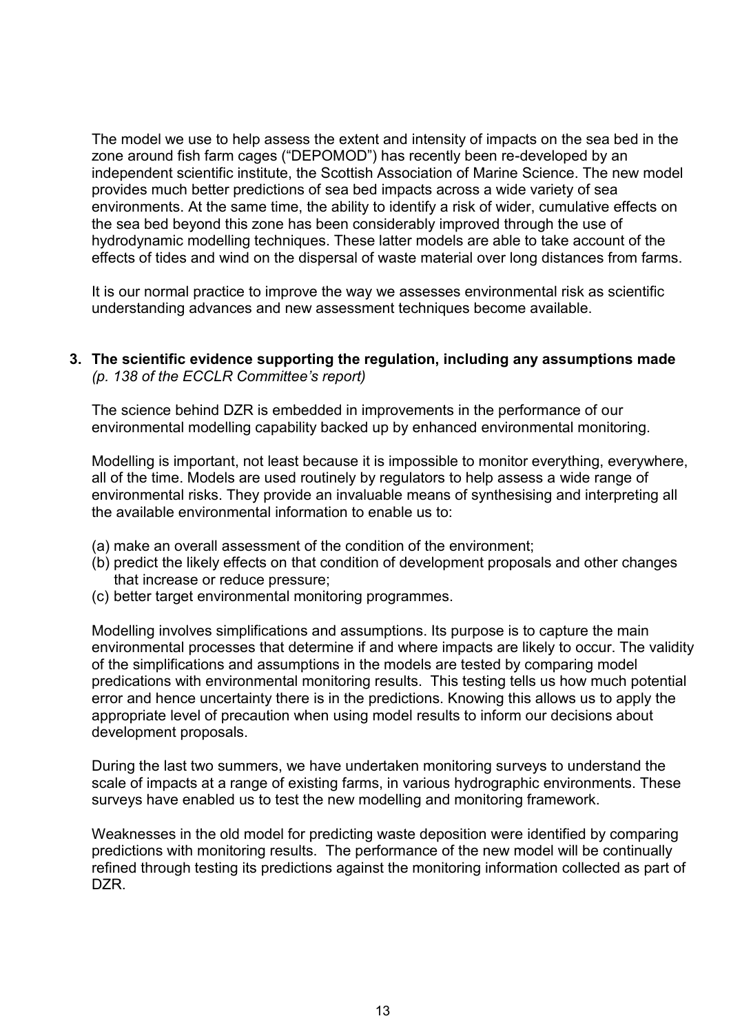The model we use to help assess the extent and intensity of impacts on the sea bed in the zone around fish farm cages ("DEPOMOD") has recently been re-developed by an independent scientific institute, the Scottish Association of Marine Science. The new model provides much better predictions of sea bed impacts across a wide variety of sea environments. At the same time, the ability to identify a risk of wider, cumulative effects on the sea bed beyond this zone has been considerably improved through the use of hydrodynamic modelling techniques. These latter models are able to take account of the effects of tides and wind on the dispersal of waste material over long distances from farms.

It is our normal practice to improve the way we assesses environmental risk as scientific understanding advances and new assessment techniques become available.

**3. The scientific evidence supporting the regulation, including any assumptions made** *(p. 138 of the ECCLR Committee's report)*

The science behind DZR is embedded in improvements in the performance of our environmental modelling capability backed up by enhanced environmental monitoring.

Modelling is important, not least because it is impossible to monitor everything, everywhere, all of the time. Models are used routinely by regulators to help assess a wide range of environmental risks. They provide an invaluable means of synthesising and interpreting all the available environmental information to enable us to:

(a) make an overall assessment of the condition of the environment;
(b) predict the likely effects on that condition of development proposals and other changes that increase or reduce pressure;
(c) better target environmental monitoring programmes.

Modelling involves simplifications and assumptions. Its purpose is to capture the main environmental processes that determine if and where impacts are likely to occur. The validity of the simplifications and assumptions in the models are tested by comparing model predications with environmental monitoring results. This testing tells us how much potential error and hence uncertainty there is in the predictions. Knowing this allows us to apply the appropriate level of precaution when using model results to inform our decisions about development proposals.

During the last two summers, we have undertaken monitoring surveys to understand the scale of impacts at a range of existing farms, in various hydrographic environments. These surveys have enabled us to test the new modelling and monitoring framework.

Weaknesses in the old model for predicting waste deposition were identified by comparing predictions with monitoring results. The performance of the new model will be continually refined through testing its predictions against the monitoring information collected as part of DZR.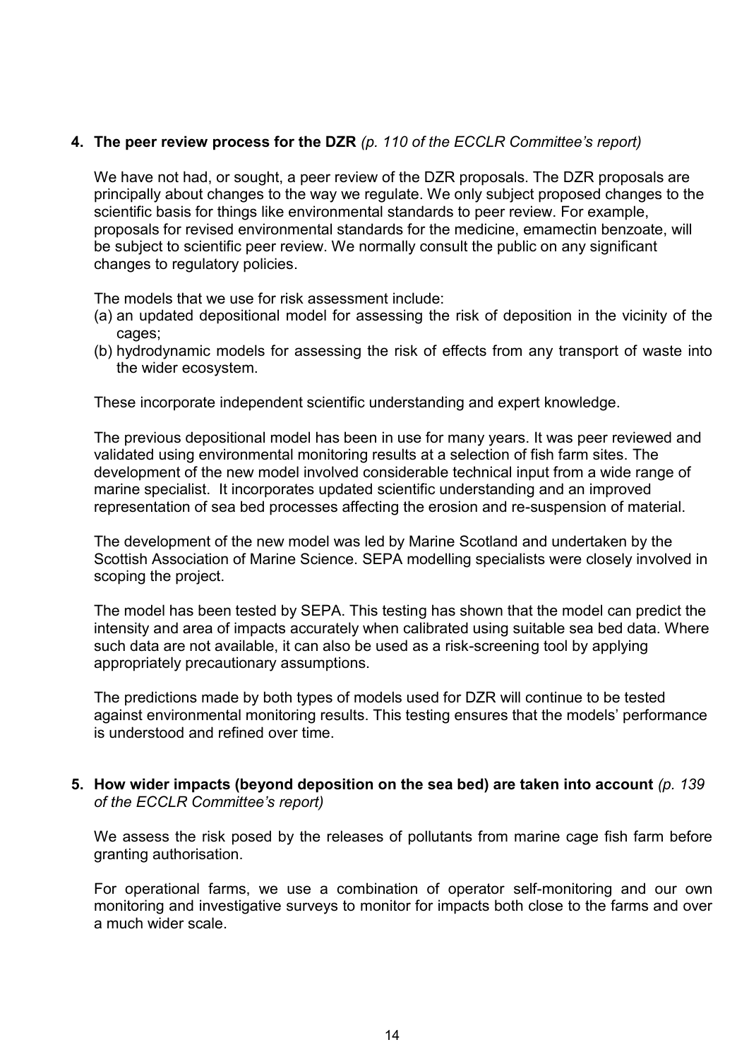4. **The peer review process for the DZR** *(p. 110 of the ECCLR Committee's report)*

We have not had, or sought, a peer review of the DZR proposals. The DZR proposals are principally about changes to the way we regulate. We only subject proposed changes to the scientific basis for things like environmental standards to peer review. For example, proposals for revised environmental standards for the medicine, emamectin benzoate, will be subject to scientific peer review. We normally consult the public on any significant changes to regulatory policies.

The models that we use for risk assessment include:

(a) an updated depositional model for assessing the risk of deposition in the vicinity of the cages;
(b) hydrodynamic models for assessing the risk of effects from any transport of waste into the wider ecosystem.

These incorporate independent scientific understanding and expert knowledge.

The previous depositional model has been in use for many years. It was peer reviewed and validated using environmental monitoring results at a selection of fish farm sites. The development of the new model involved considerable technical input from a wide range of marine specialist. It incorporates updated scientific understanding and an improved representation of sea bed processes affecting the erosion and re-suspension of material.

The development of the new model was led by Marine Scotland and undertaken by the Scottish Association of Marine Science. SEPA modelling specialists were closely involved in scoping the project.

The model has been tested by SEPA. This testing has shown that the model can predict the intensity and area of impacts accurately when calibrated using suitable sea bed data. Where such data are not available, it can also be used as a risk-screening tool by applying appropriately precautionary assumptions.

The predictions made by both types of models used for DZR will continue to be tested against environmental monitoring results. This testing ensures that the models' performance is understood and refined over time.

5. **How wider impacts (beyond deposition on the sea bed) are taken into account** *(p. 139 of the ECCLR Committee's report)*

We assess the risk posed by the releases of pollutants from marine cage fish farm before granting authorisation.

For operational farms, we use a combination of operator self-monitoring and our own monitoring and investigative surveys to monitor for impacts both close to the farms and over a much wider scale.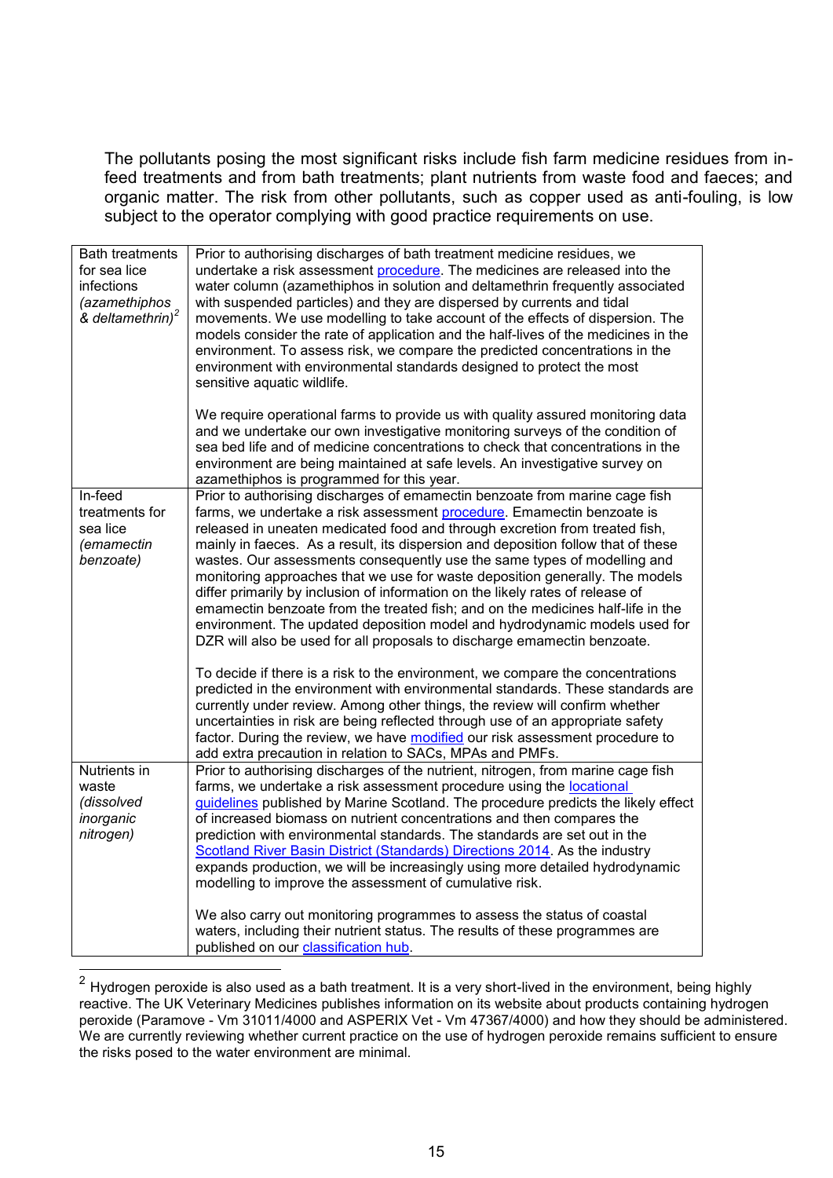The pollutants posing the most significant risks include fish farm medicine residues from in-feed treatments and from bath treatments; plant nutrients from waste food and faeces; and organic matter. The risk from other pollutants, such as copper used as anti-fouling, is low subject to the operator complying with good practice requirements on use.

| | |
|---|---|
| Bath treatments for sea lice infections *(azamethiphos & deltamethrin)*[2] | Prior to authorising discharges of bath treatment medicine residues, we undertake a risk assessment procedure. The medicines are released into the water column (azamethiphos in solution and deltamethrin frequently associated with suspended particles) and they are dispersed by currents and tidal movements. We use modelling to take account of the effects of dispersion. The models consider the rate of application and the half-lives of the medicines in the environment. To assess risk, we compare the predicted concentrations in the environment with environmental standards designed to protect the most sensitive aquatic wildlife.<br><br>We require operational farms to provide us with quality assured monitoring data and we undertake our own investigative monitoring surveys of the condition of sea bed life and of medicine concentrations to check that concentrations in the environment are being maintained at safe levels. An investigative survey on azamethiphos is programmed for this year. |
| In-feed treatments for sea lice *(emamectin benzoate)* | Prior to authorising discharges of emamectin benzoate from marine cage fish farms, we undertake a risk assessment procedure. Emamectin benzoate is released in uneaten medicated food and through excretion from treated fish, mainly in faeces. As a result, its dispersion and deposition follow that of these wastes. Our assessments consequently use the same types of modelling and monitoring approaches that we use for waste deposition generally. The models differ primarily by inclusion of information on the likely rates of release of emamectin benzoate from the treated fish; and on the medicines half-life in the environment. The updated deposition model and hydrodynamic models used for DZR will also be used for all proposals to discharge emamectin benzoate.<br><br>To decide if there is a risk to the environment, we compare the concentrations predicted in the environment with environmental standards. These standards are currently under review. Among other things, the review will confirm whether uncertainties in risk are being reflected through use of an appropriate safety factor. During the review, we have modified our risk assessment procedure to add extra precaution in relation to SACs, MPAs and PMFs. |
| Nutrients in waste *(dissolved inorganic nitrogen)* | Prior to authorising discharges of the nutrient, nitrogen, from marine cage fish farms, we undertake a risk assessment procedure using the locational guidelines published by Marine Scotland. The procedure predicts the likely effect of increased biomass on nutrient concentrations and then compares the prediction with environmental standards. The standards are set out in the Scotland River Basin District (Standards) Directions 2014. As the industry expands production, we will be increasingly using more detailed hydrodynamic modelling to improve the assessment of cumulative risk.<br><br>We also carry out monitoring programmes to assess the status of coastal waters, including their nutrient status. The results of these programmes are published on our classification hub. |

[2] Hydrogen peroxide is also used as a bath treatment. It is a very short-lived in the environment, being highly reactive. The UK Veterinary Medicines publishes information on its website about products containing hydrogen peroxide (Paramove - Vm 31011/4000 and ASPERIX Vet - Vm 47367/4000) and how they should be administered. We are currently reviewing whether current practice on the use of hydrogen peroxide remains sufficient to ensure the risks posed to the water environment are minimal.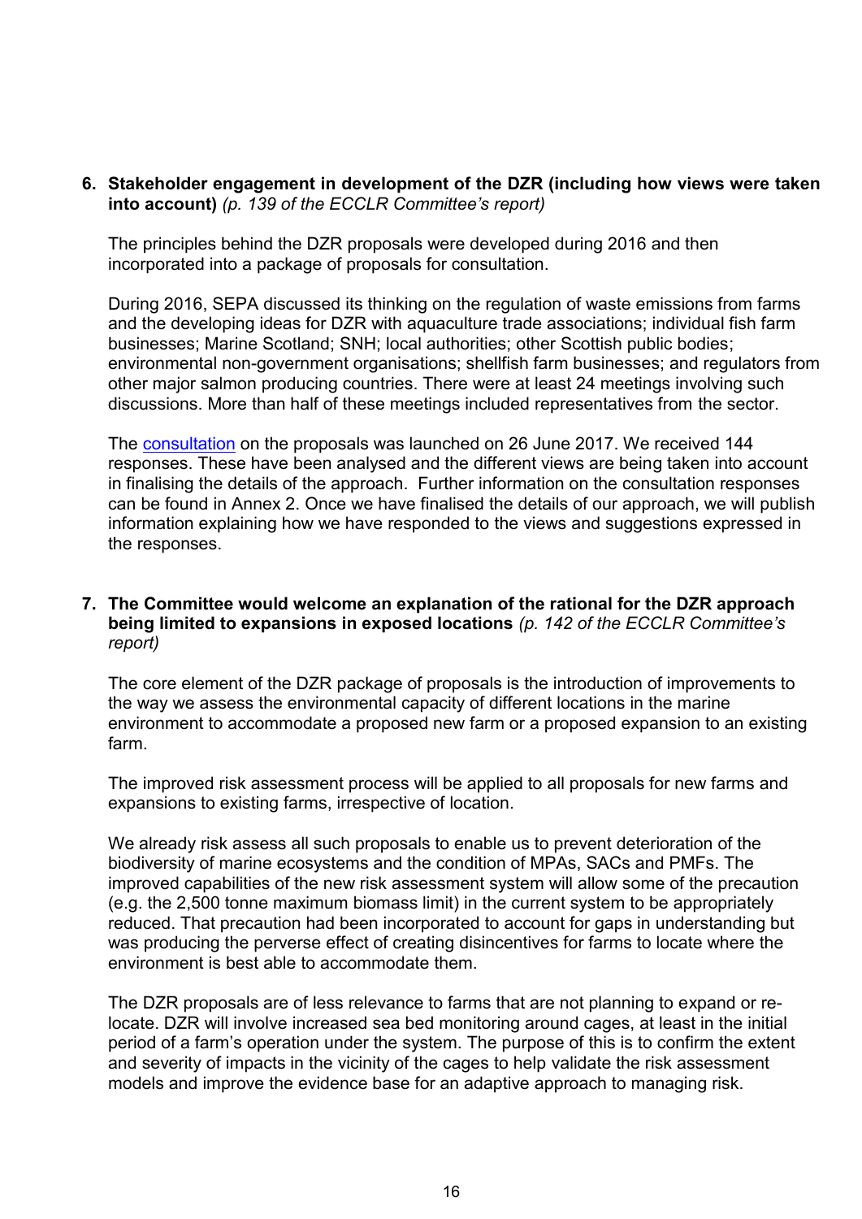6. **Stakeholder engagement in development of the DZR (including how views were taken into account)** *(p. 139 of the ECCLR Committee's report)*

   The principles behind the DZR proposals were developed during 2016 and then incorporated into a package of proposals for consultation.

   During 2016, SEPA discussed its thinking on the regulation of waste emissions from farms and the developing ideas for DZR with aquaculture trade associations; individual fish farm businesses; Marine Scotland; SNH; local authorities; other Scottish public bodies; environmental non-government organisations; shellfish farm businesses; and regulators from other major salmon producing countries. There were at least 24 meetings involving such discussions. More than half of these meetings included representatives from the sector.

   The consultation on the proposals was launched on 26 June 2017. We received 144 responses. These have been analysed and the different views are being taken into account in finalising the details of the approach. Further information on the consultation responses can be found in Annex 2. Once we have finalised the details of our approach, we will publish information explaining how we have responded to the views and suggestions expressed in the responses.

7. **The Committee would welcome an explanation of the rational for the DZR approach being limited to expansions in exposed locations** *(p. 142 of the ECCLR Committee's report)*

   The core element of the DZR package of proposals is the introduction of improvements to the way we assess the environmental capacity of different locations in the marine environment to accommodate a proposed new farm or a proposed expansion to an existing farm.

   The improved risk assessment process will be applied to all proposals for new farms and expansions to existing farms, irrespective of location.

   We already risk assess all such proposals to enable us to prevent deterioration of the biodiversity of marine ecosystems and the condition of MPAs, SACs and PMFs. The improved capabilities of the new risk assessment system will allow some of the precaution (e.g. the 2,500 tonne maximum biomass limit) in the current system to be appropriately reduced. That precaution had been incorporated to account for gaps in understanding but was producing the perverse effect of creating disincentives for farms to locate where the environment is best able to accommodate them.

   The DZR proposals are of less relevance to farms that are not planning to expand or re-locate. DZR will involve increased sea bed monitoring around cages, at least in the initial period of a farm's operation under the system. The purpose of this is to confirm the extent and severity of impacts in the vicinity of the cages to help validate the risk assessment models and improve the evidence base for an adaptive approach to managing risk.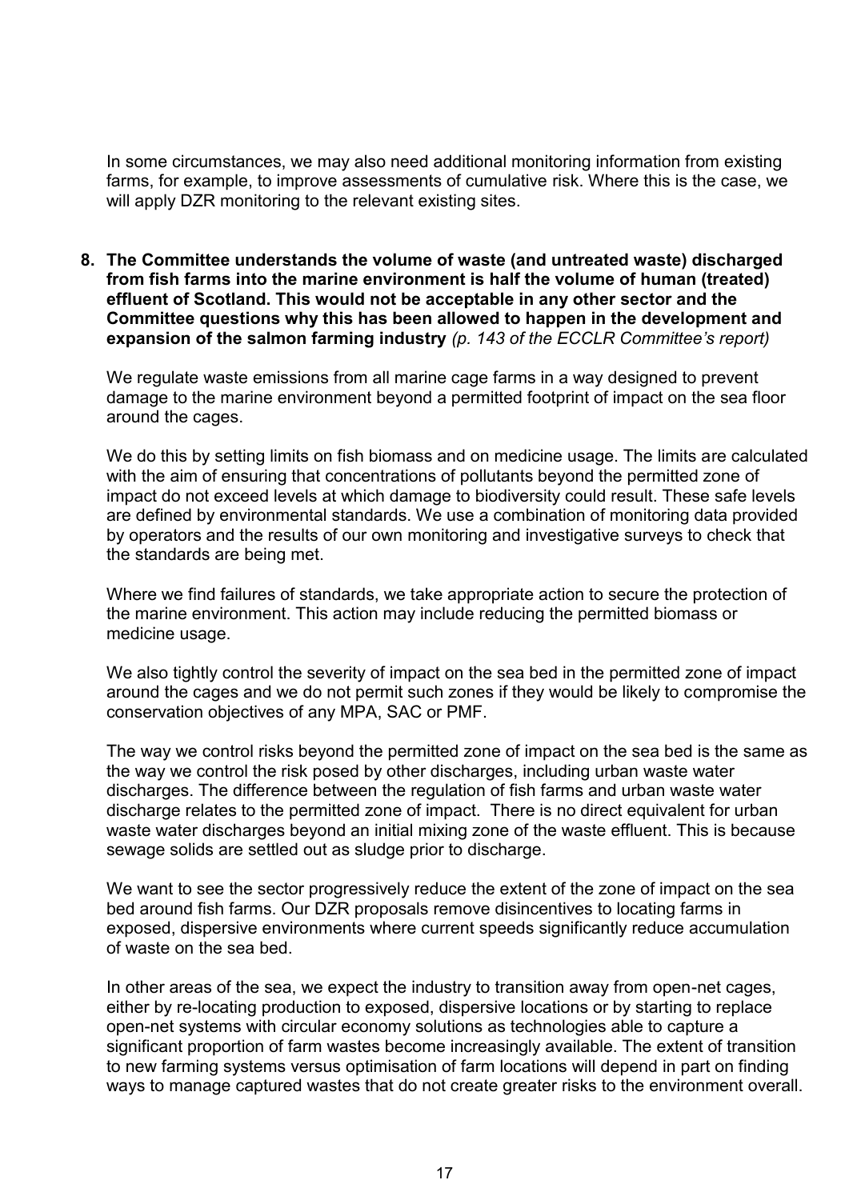In some circumstances, we may also need additional monitoring information from existing farms, for example, to improve assessments of cumulative risk. Where this is the case, we will apply DZR monitoring to the relevant existing sites.

8. **The Committee understands the volume of waste (and untreated waste) discharged from fish farms into the marine environment is half the volume of human (treated) effluent of Scotland. This would not be acceptable in any other sector and the Committee questions why this has been allowed to happen in the development and expansion of the salmon farming industry** *(p. 143 of the ECCLR Committee's report)*

   We regulate waste emissions from all marine cage farms in a way designed to prevent damage to the marine environment beyond a permitted footprint of impact on the sea floor around the cages.

   We do this by setting limits on fish biomass and on medicine usage. The limits are calculated with the aim of ensuring that concentrations of pollutants beyond the permitted zone of impact do not exceed levels at which damage to biodiversity could result. These safe levels are defined by environmental standards. We use a combination of monitoring data provided by operators and the results of our own monitoring and investigative surveys to check that the standards are being met.

   Where we find failures of standards, we take appropriate action to secure the protection of the marine environment. This action may include reducing the permitted biomass or medicine usage.

   We also tightly control the severity of impact on the sea bed in the permitted zone of impact around the cages and we do not permit such zones if they would be likely to compromise the conservation objectives of any MPA, SAC or PMF.

   The way we control risks beyond the permitted zone of impact on the sea bed is the same as the way we control the risk posed by other discharges, including urban waste water discharges. The difference between the regulation of fish farms and urban waste water discharge relates to the permitted zone of impact. There is no direct equivalent for urban waste water discharges beyond an initial mixing zone of the waste effluent. This is because sewage solids are settled out as sludge prior to discharge.

   We want to see the sector progressively reduce the extent of the zone of impact on the sea bed around fish farms. Our DZR proposals remove disincentives to locating farms in exposed, dispersive environments where current speeds significantly reduce accumulation of waste on the sea bed.

   In other areas of the sea, we expect the industry to transition away from open-net cages, either by re-locating production to exposed, dispersive locations or by starting to replace open-net systems with circular economy solutions as technologies able to capture a significant proportion of farm wastes become increasingly available. The extent of transition to new farming systems versus optimisation of farm locations will depend in part on finding ways to manage captured wastes that do not create greater risks to the environment overall.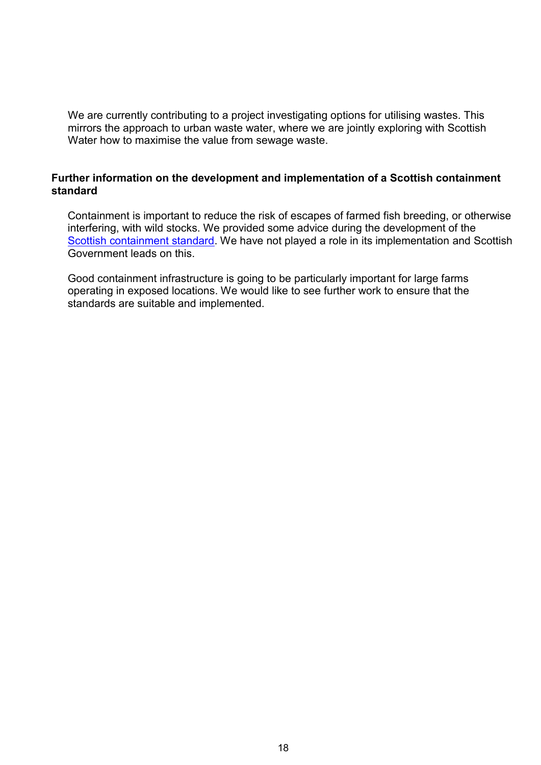We are currently contributing to a project investigating options for utilising wastes. This mirrors the approach to urban waste water, where we are jointly exploring with Scottish Water how to maximise the value from sewage waste.

**Further information on the development and implementation of a Scottish containment standard**

Containment is important to reduce the risk of escapes of farmed fish breeding, or otherwise interfering, with wild stocks. We provided some advice during the development of the Scottish containment standard. We have not played a role in its implementation and Scottish Government leads on this.

Good containment infrastructure is going to be particularly important for large farms operating in exposed locations. We would like to see further work to ensure that the standards are suitable and implemented.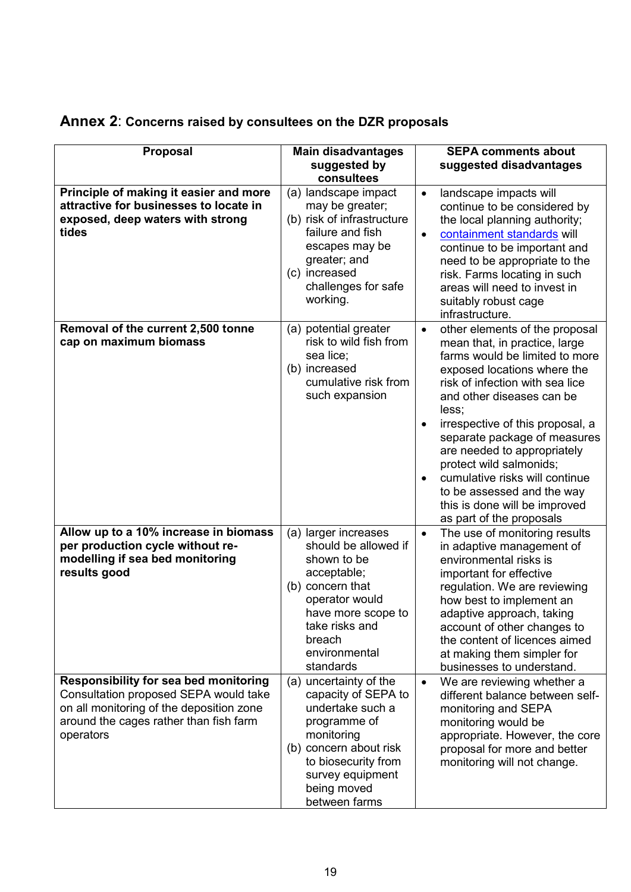## **Annex 2**: Concerns raised by consultees on the DZR proposals

| Proposal | Main disadvantages suggested by consultees | SEPA comments about suggested disadvantages |
|---|---|---|
| **Principle of making it easier and more attractive for businesses to locate in exposed, deep waters with strong tides** | (a) landscape impact may be greater; (b) risk of infrastructure failure and fish escapes may be greater; and (c) increased challenges for safe working. | • landscape impacts will continue to be considered by the local planning authority; • containment standards will continue to be important and need to be appropriate to the risk. Farms locating in such areas will need to invest in suitably robust cage infrastructure. |
| **Removal of the current 2,500 tonne cap on maximum biomass** | (a) potential greater risk to wild fish from sea lice; (b) increased cumulative risk from such expansion | • other elements of the proposal mean that, in practice, large farms would be limited to more exposed locations where the risk of infection with sea lice and other diseases can be less; • irrespective of this proposal, a separate package of measures are needed to appropriately protect wild salmonids; • cumulative risks will continue to be assessed and the way this is done will be improved as part of the proposals |
| **Allow up to a 10% increase in biomass per production cycle without re-modelling if sea bed monitoring results good** | (a) larger increases should be allowed if shown to be acceptable; (b) concern that operator would have more scope to take risks and breach environmental standards | • The use of monitoring results in adaptive management of environmental risks is important for effective regulation. We are reviewing how best to implement an adaptive approach, taking account of other changes to the content of licences aimed at making them simpler for businesses to understand. |
| **Responsibility for sea bed monitoring** Consultation proposed SEPA would take on all monitoring of the deposition zone around the cages rather than fish farm operators | (a) uncertainty of the capacity of SEPA to undertake such a programme of monitoring (b) concern about risk to biosecurity from survey equipment being moved between farms | • We are reviewing whether a different balance between self-monitoring and SEPA monitoring would be appropriate. However, the core proposal for more and better monitoring will not change. |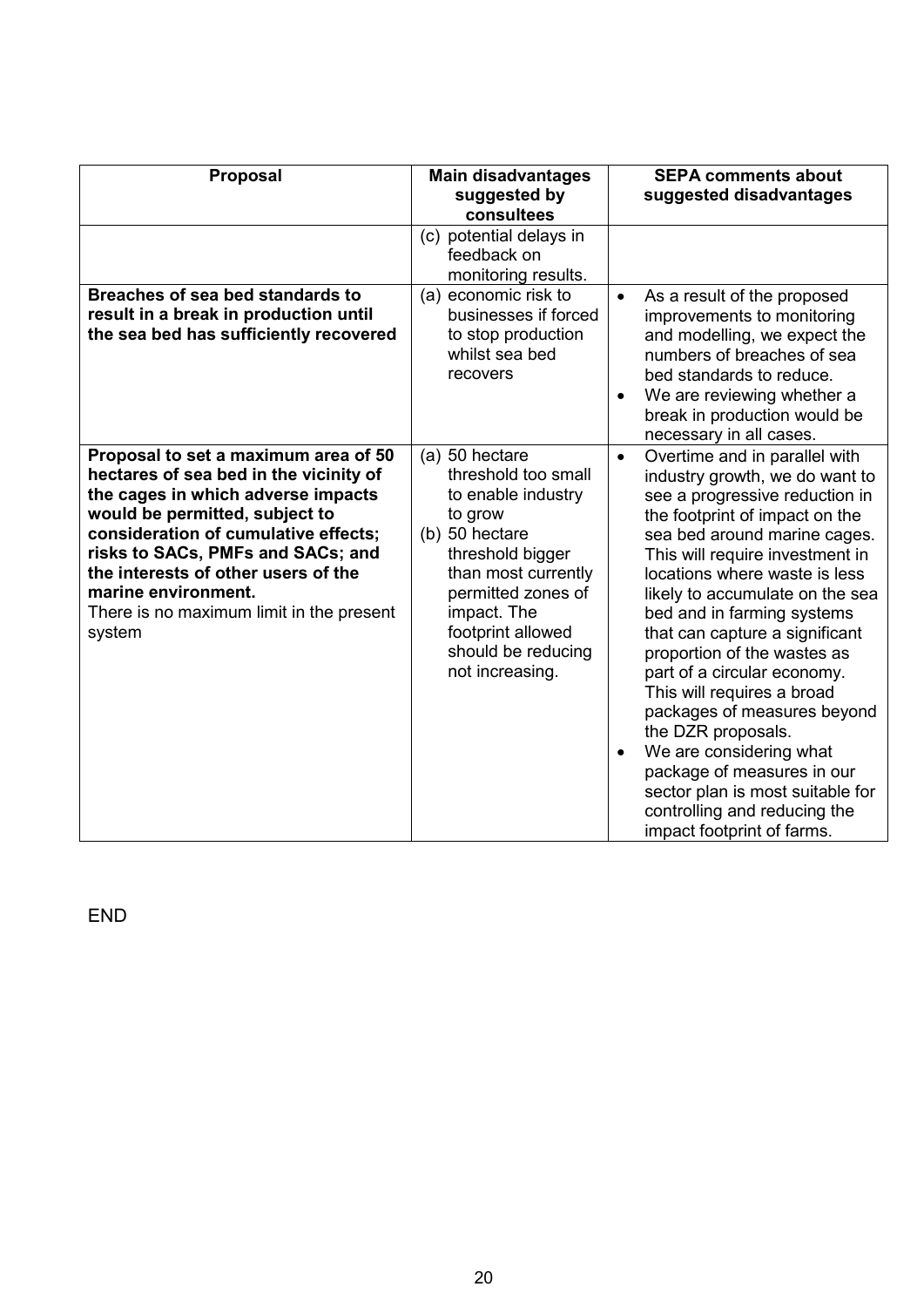| Proposal | Main disadvantages suggested by consultees | SEPA comments about suggested disadvantages |
|---|---|---|
| | (c) potential delays in feedback on monitoring results. | |
| **Breaches of sea bed standards to result in a break in production until the sea bed has sufficiently recovered** | (a) economic risk to businesses if forced to stop production whilst sea bed recovers | • As a result of the proposed improvements to monitoring and modelling, we expect the numbers of breaches of sea bed standards to reduce. <br> • We are reviewing whether a break in production would be necessary in all cases. |
| **Proposal to set a maximum area of 50 hectares of sea bed in the vicinity of the cages in which adverse impacts would be permitted, subject to consideration of cumulative effects; risks to SACs, PMFs and SACs; and the interests of other users of the marine environment.** <br> There is no maximum limit in the present system | (a) 50 hectare threshold too small to enable industry to grow <br> (b) 50 hectare threshold bigger than most currently permitted zones of impact. The footprint allowed should be reducing not increasing. | • Overtime and in parallel with industry growth, we do want to see a progressive reduction in the footprint of impact on the sea bed around marine cages. This will require investment in locations where waste is less likely to accumulate on the sea bed and in farming systems that can capture a significant proportion of the wastes as part of a circular economy. This will requires a broad packages of measures beyond the DZR proposals. <br> • We are considering what package of measures in our sector plan is most suitable for controlling and reducing the impact footprint of farms. |

END